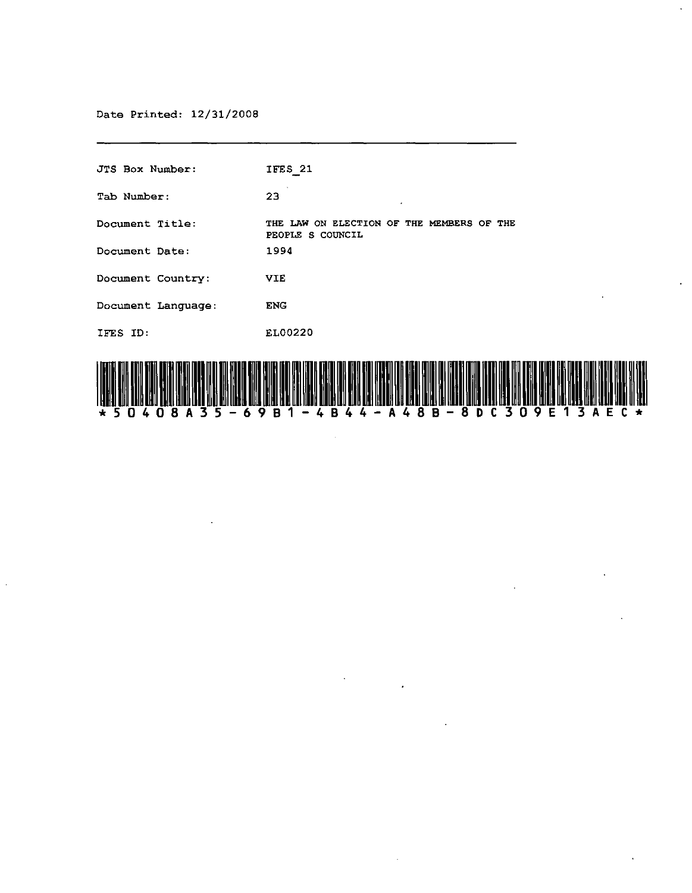Date Printed: 12/31/2008

---

| | |
|---|---|
| JTS Box Number: | IFES_21 |
| Tab Number: | 23 |
| Document Title: | THE LAW ON ELECTION OF THE MEMBERS OF THE PEOPLE S COUNCIL |
| Document Date: | 1994 |
| Document Country: | VIE |
| Document Language: | ENG |
| IFES ID: | EL00220 |

*50408A35-69B1-4B44-A48B-8DC309E13AEC*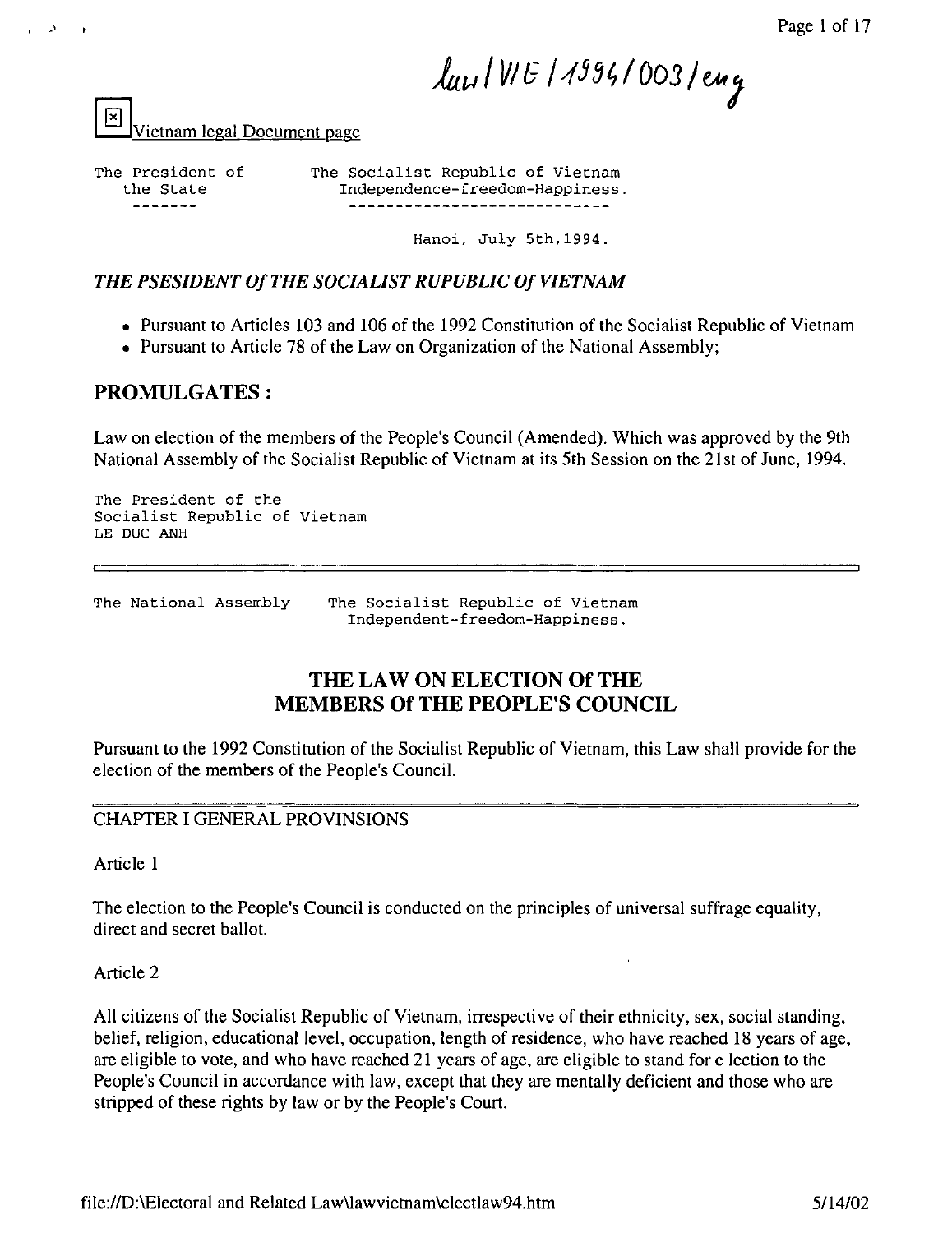law/VIE/1994/003/eng

Vietnam legal Document page

```
The President of        The Socialist Republic of Vietnam
   the State               Independence-freedom-Happiness.
   -------                 ----------------------------

                           Hanoi, July 5th,1994.
```

*THE PSESIDENT Of THE SOCIALIST RUPUBLIC Of VIETNAM*

- Pursuant to Articles 103 and 106 of the 1992 Constitution of the Socialist Republic of Vietnam
- Pursuant to Article 78 of the Law on Organization of the National Assembly;

## PROMULGATES :

Law on election of the members of the People's Council (Amended). Which was approved by the 9th National Assembly of the Socialist Republic of Vietnam at its 5th Session on the 21st of June, 1994.

```
The President of the
Socialist Republic of Vietnam
LE DUC ANH
```

---

```
The National Assembly     The Socialist Republic of Vietnam
                            Independent-freedom-Happiness.
```

## THE LAW ON ELECTION Of THE MEMBERS Of THE PEOPLE'S COUNCIL

Pursuant to the 1992 Constitution of the Socialist Republic of Vietnam, this Law shall provide for the election of the members of the People's Council.

---

CHAPTER I GENERAL PROVINSIONS

Article 1

The election to the People's Council is conducted on the principles of universal suffrage equality, direct and secret ballot.

Article 2

All citizens of the Socialist Republic of Vietnam, irrespective of their ethnicity, sex, social standing, belief, religion, educational level, occupation, length of residence, who have reached 18 years of age, are eligible to vote, and who have reached 21 years of age, are eligible to stand for e lection to the People's Council in accordance with law, except that they are mentally deficient and those who are stripped of these rights by law or by the People's Court.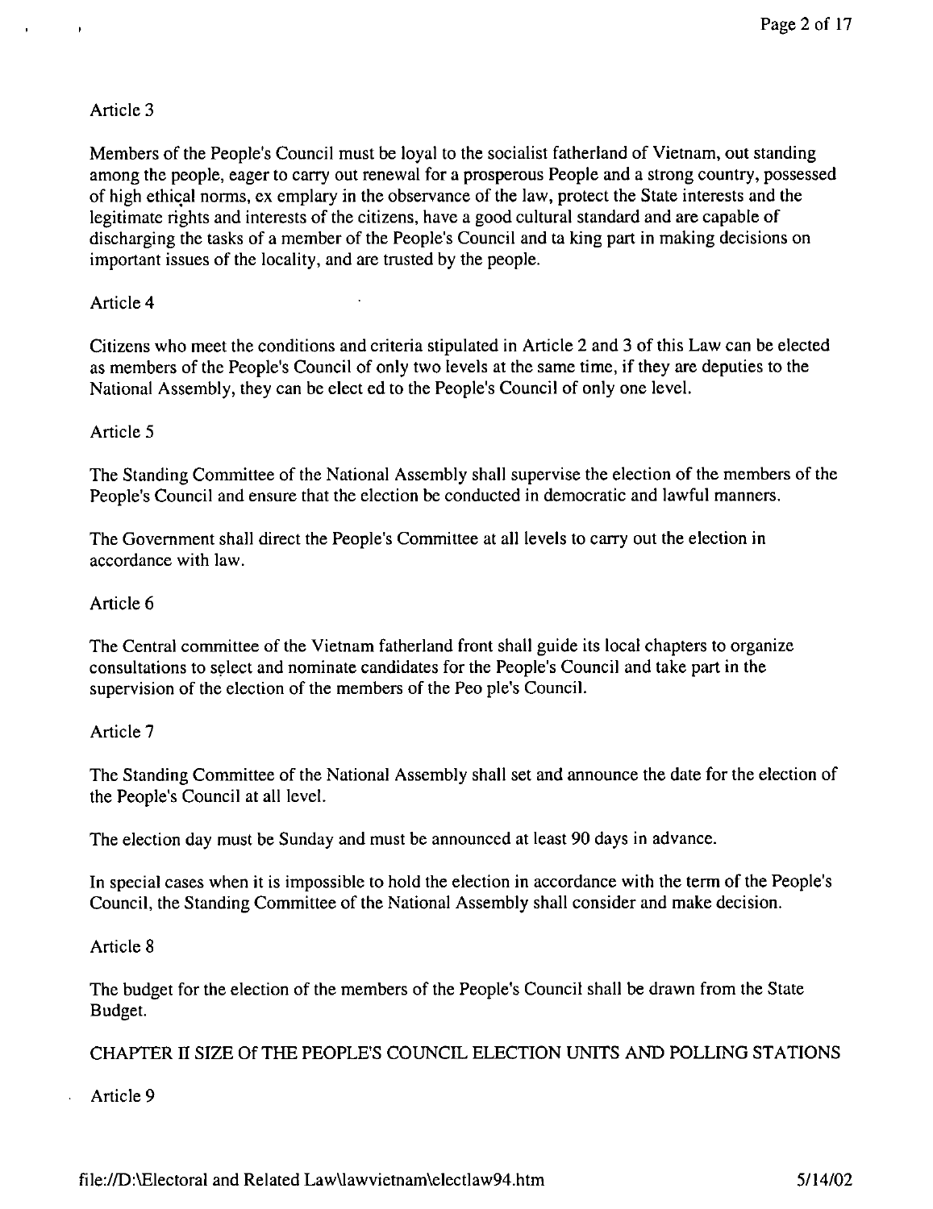Article 3

Members of the People's Council must be loyal to the socialist fatherland of Vietnam, out standing among the people, eager to carry out renewal for a prosperous People and a strong country, possessed of high ethical norms, ex emplary in the observance of the law, protect the State interests and the legitimate rights and interests of the citizens, have a good cultural standard and are capable of discharging the tasks of a member of the People's Council and ta king part in making decisions on important issues of the locality, and are trusted by the people.

Article 4

Citizens who meet the conditions and criteria stipulated in Article 2 and 3 of this Law can be elected as members of the People's Council of only two levels at the same time, if they are deputies to the National Assembly, they can be elect ed to the People's Council of only one level.

Article 5

The Standing Committee of the National Assembly shall supervise the election of the members of the People's Council and ensure that the election be conducted in democratic and lawful manners.

The Government shall direct the People's Committee at all levels to carry out the election in accordance with law.

Article 6

The Central committee of the Vietnam fatherland front shall guide its local chapters to organize consultations to select and nominate candidates for the People's Council and take part in the supervision of the election of the members of the Peo ple's Council.

Article 7

The Standing Committee of the National Assembly shall set and announce the date for the election of the People's Council at all level.

The election day must be Sunday and must be announced at least 90 days in advance.

In special cases when it is impossible to hold the election in accordance with the term of the People's Council, the Standing Committee of the National Assembly shall consider and make decision.

Article 8

The budget for the election of the members of the People's Council shall be drawn from the State Budget.

## CHAPTER II SIZE Of THE PEOPLE'S COUNCIL ELECTION UNITS AND POLLING STATIONS

Article 9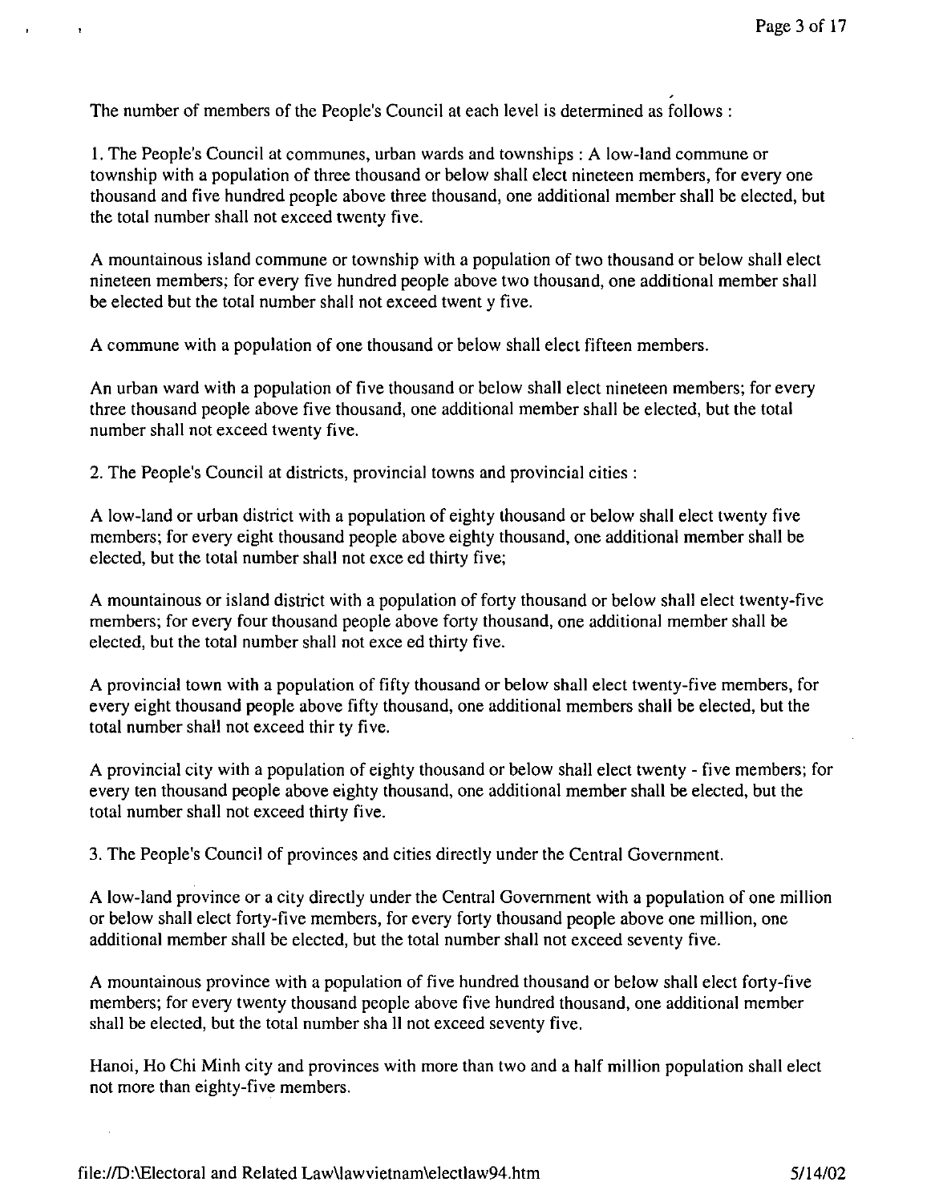The number of members of the People's Council at each level is determined as follows :

1. The People's Council at communes, urban wards and townships : A low-land commune or township with a population of three thousand or below shall elect nineteen members, for every one thousand and five hundred people above three thousand, one additional member shall be elected, but the total number shall not exceed twenty five.

A mountainous island commune or township with a population of two thousand or below shall elect nineteen members; for every five hundred people above two thousand, one additional member shall be elected but the total number shall not exceed twent y five.

A commune with a population of one thousand or below shall elect fifteen members.

An urban ward with a population of five thousand or below shall elect nineteen members; for every three thousand people above five thousand, one additional member shall be elected, but the total number shall not exceed twenty five.

2. The People's Council at districts, provincial towns and provincial cities :

A low-land or urban district with a population of eighty thousand or below shall elect twenty five members; for every eight thousand people above eighty thousand, one additional member shall be elected, but the total number shall not exce ed thirty five;

A mountainous or island district with a population of forty thousand or below shall elect twenty-five members; for every four thousand people above forty thousand, one additional member shall be elected, but the total number shall not exce ed thirty five.

A provincial town with a population of fifty thousand or below shall elect twenty-five members, for every eight thousand people above fifty thousand, one additional members shall be elected, but the total number shall not exceed thir ty five.

A provincial city with a population of eighty thousand or below shall elect twenty - five members; for every ten thousand people above eighty thousand, one additional member shall be elected, but the total number shall not exceed thirty five.

3. The People's Council of provinces and cities directly under the Central Government.

A low-land province or a city directly under the Central Government with a population of one million or below shall elect forty-five members, for every forty thousand people above one million, one additional member shall be elected, but the total number shall not exceed seventy five.

A mountainous province with a population of five hundred thousand or below shall elect forty-five members; for every twenty thousand people above five hundred thousand, one additional member shall be elected, but the total number sha ll not exceed seventy five.

Hanoi, Ho Chi Minh city and provinces with more than two and a half million population shall elect not more than eighty-five members.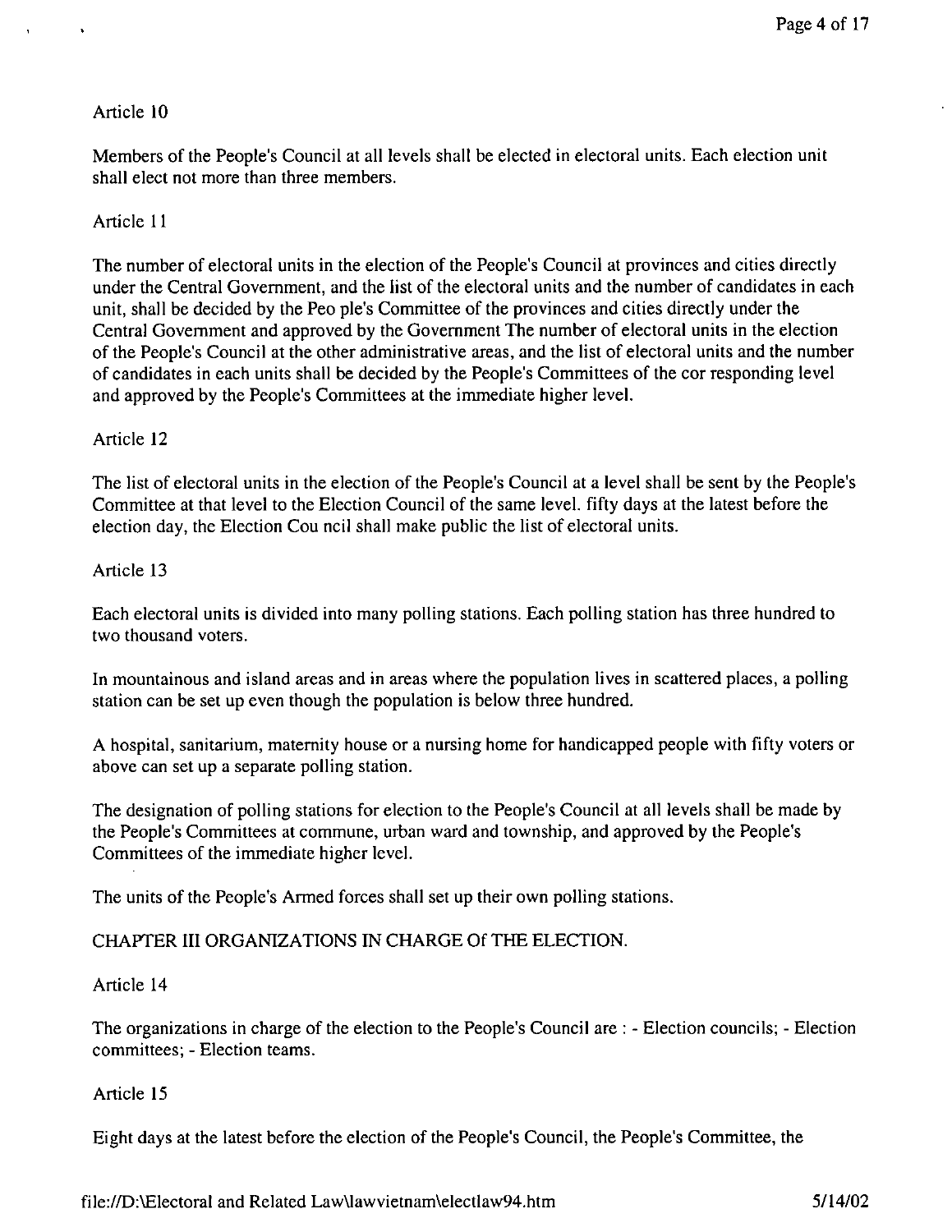Article 10

Members of the People's Council at all levels shall be elected in electoral units. Each election unit shall elect not more than three members.

Article 11

The number of electoral units in the election of the People's Council at provinces and cities directly under the Central Government, and the list of the electoral units and the number of candidates in each unit, shall be decided by the Peo ple's Committee of the provinces and cities directly under the Central Government and approved by the Government The number of electoral units in the election of the People's Council at the other administrative areas, and the list of electoral units and the number of candidates in each units shall be decided by the People's Committees of the cor responding level and approved by the People's Committees at the immediate higher level.

Article 12

The list of electoral units in the election of the People's Council at a level shall be sent by the People's Committee at that level to the Election Council of the same level. fifty days at the latest before the election day, the Election Cou ncil shall make public the list of electoral units.

Article 13

Each electoral units is divided into many polling stations. Each polling station has three hundred to two thousand voters.

In mountainous and island areas and in areas where the population lives in scattered places, a polling station can be set up even though the population is below three hundred.

A hospital, sanitarium, maternity house or a nursing home for handicapped people with fifty voters or above can set up a separate polling station.

The designation of polling stations for election to the People's Council at all levels shall be made by the People's Committees at commune, urban ward and township, and approved by the People's Committees of the immediate higher level.

The units of the People's Armed forces shall set up their own polling stations.

## CHAPTER III ORGANIZATIONS IN CHARGE Of THE ELECTION.

Article 14

The organizations in charge of the election to the People's Council are : - Election councils; - Election committees; - Election teams.

Article 15

Eight days at the latest before the election of the People's Council, the People's Committee, the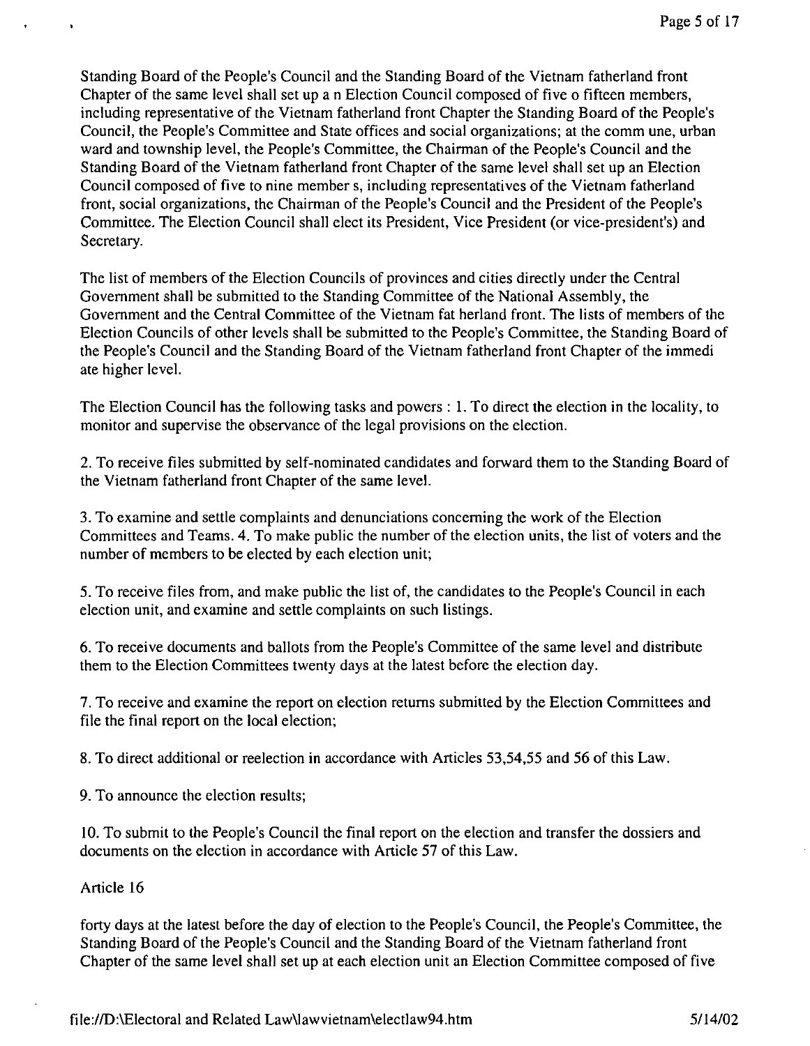Standing Board of the People's Council and the Standing Board of the Vietnam fatherland front Chapter of the same level shall set up a n Election Council composed of five o fifteen members, including representative of the Vietnam fatherland front Chapter the Standing Board of the People's Council, the People's Committee and State offices and social organizations; at the comm une, urban ward and township level, the People's Committee, the Chairman of the People's Council and the Standing Board of the Vietnam fatherland front Chapter of the same level shall set up an Election Council composed of five to nine member s, including representatives of the Vietnam fatherland front, social organizations, the Chairman of the People's Council and the President of the People's Committee. The Election Council shall elect its President, Vice President (or vice-president's) and Secretary.

The list of members of the Election Councils of provinces and cities directly under the Central Government shall be submitted to the Standing Committee of the National Assembly, the Government and the Central Committee of the Vietnam fat herland front. The lists of members of the Election Councils of other levels shall be submitted to the People's Committee, the Standing Board of the People's Council and the Standing Board of the Vietnam fatherland front Chapter of the immedi ate higher level.

The Election Council has the following tasks and powers : 1. To direct the election in the locality, to monitor and supervise the observance of the legal provisions on the election.

2. To receive files submitted by self-nominated candidates and forward them to the Standing Board of the Vietnam fatherland front Chapter of the same level.

3. To examine and settle complaints and denunciations concerning the work of the Election Committees and Teams. 4. To make public the number of the election units, the list of voters and the number of members to be elected by each election unit;

5. To receive files from, and make public the list of, the candidates to the People's Council in each election unit, and examine and settle complaints on such listings.

6. To receive documents and ballots from the People's Committee of the same level and distribute them to the Election Committees twenty days at the latest before the election day.

7. To receive and examine the report on election returns submitted by the Election Committees and file the final report on the local election;

8. To direct additional or reelection in accordance with Articles 53,54,55 and 56 of this Law.

9. To announce the election results;

10. To submit to the People's Council the final report on the election and transfer the dossiers and documents on the election in accordance with Article 57 of this Law.

Article 16

forty days at the latest before the day of election to the People's Council, the People's Committee, the Standing Board of the People's Council and the Standing Board of the Vietnam fatherland front Chapter of the same level shall set up at each election unit an Election Committee composed of five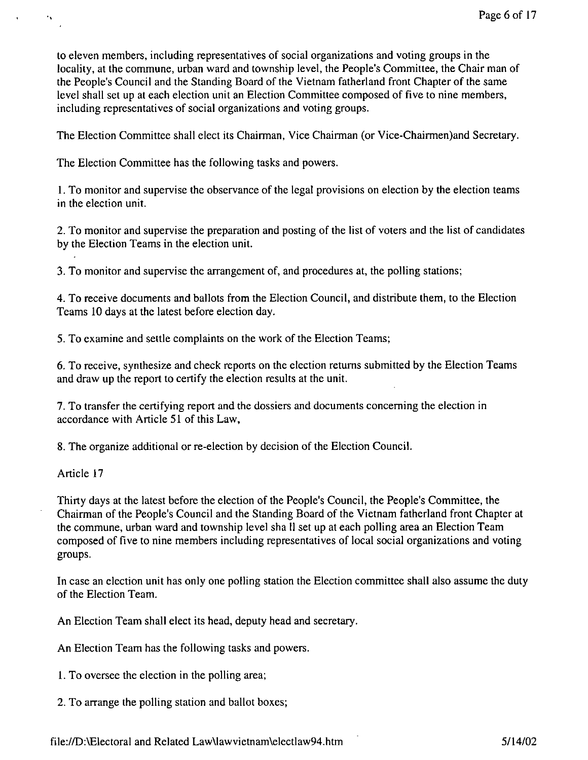to eleven members, including representatives of social organizations and voting groups in the locality, at the commune, urban ward and township level, the People's Committee, the Chair man of the People's Council and the Standing Board of the Vietnam fatherland front Chapter of the same level shall set up at each election unit an Election Committee composed of five to nine members, including representatives of social organizations and voting groups.

The Election Committee shall elect its Chairman, Vice Chairman (or Vice-Chairmen)and Secretary.

The Election Committee has the following tasks and powers.

1. To monitor and supervise the observance of the legal provisions on election by the election teams in the election unit.

2. To monitor and supervise the preparation and posting of the list of voters and the list of candidates by the Election Teams in the election unit.

3. To monitor and supervise the arrangement of, and procedures at, the polling stations;

4. To receive documents and ballots from the Election Council, and distribute them, to the Election Teams 10 days at the latest before election day.

5. To examine and settle complaints on the work of the Election Teams;

6. To receive, synthesize and check reports on the election returns submitted by the Election Teams and draw up the report to certify the election results at the unit.

7. To transfer the certifying report and the dossiers and documents concerning the election in accordance with Article 51 of this Law,

8. The organize additional or re-election by decision of the Election Council.

Article 17

Thirty days at the latest before the election of the People's Council, the People's Committee, the Chairman of the People's Council and the Standing Board of the Vietnam fatherland front Chapter at the commune, urban ward and township level sha ll set up at each polling area an Election Team composed of five to nine members including representatives of local social organizations and voting groups.

In case an election unit has only one polling station the Election committee shall also assume the duty of the Election Team.

An Election Team shall elect its head, deputy head and secretary.

An Election Team has the following tasks and powers.

1. To oversee the election in the polling area;

2. To arrange the polling station and ballot boxes;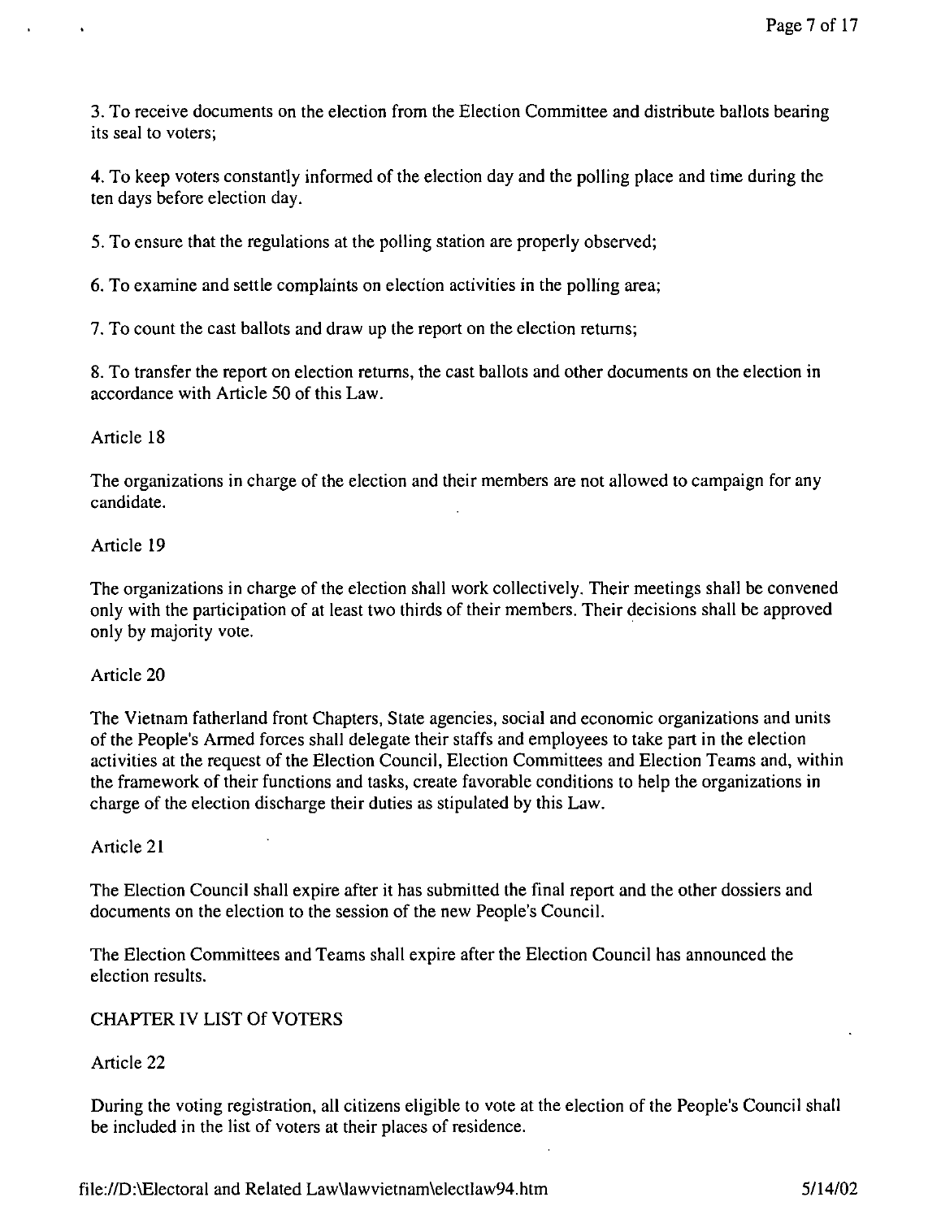3. To receive documents on the election from the Election Committee and distribute ballots bearing its seal to voters;

4. To keep voters constantly informed of the election day and the polling place and time during the ten days before election day.

5. To ensure that the regulations at the polling station are properly observed;

6. To examine and settle complaints on election activities in the polling area;

7. To count the cast ballots and draw up the report on the election returns;

8. To transfer the report on election returns, the cast ballots and other documents on the election in accordance with Article 50 of this Law.

Article 18

The organizations in charge of the election and their members are not allowed to campaign for any candidate.

Article 19

The organizations in charge of the election shall work collectively. Their meetings shall be convened only with the participation of at least two thirds of their members. Their decisions shall be approved only by majority vote.

Article 20

The Vietnam fatherland front Chapters, State agencies, social and economic organizations and units of the People's Armed forces shall delegate their staffs and employees to take part in the election activities at the request of the Election Council, Election Committees and Election Teams and, within the framework of their functions and tasks, create favorable conditions to help the organizations in charge of the election discharge their duties as stipulated by this Law.

Article 21

The Election Council shall expire after it has submitted the final report and the other dossiers and documents on the election to the session of the new People's Council.

The Election Committees and Teams shall expire after the Election Council has announced the election results.

## CHAPTER IV LIST Of VOTERS

Article 22

During the voting registration, all citizens eligible to vote at the election of the People's Council shall be included in the list of voters at their places of residence.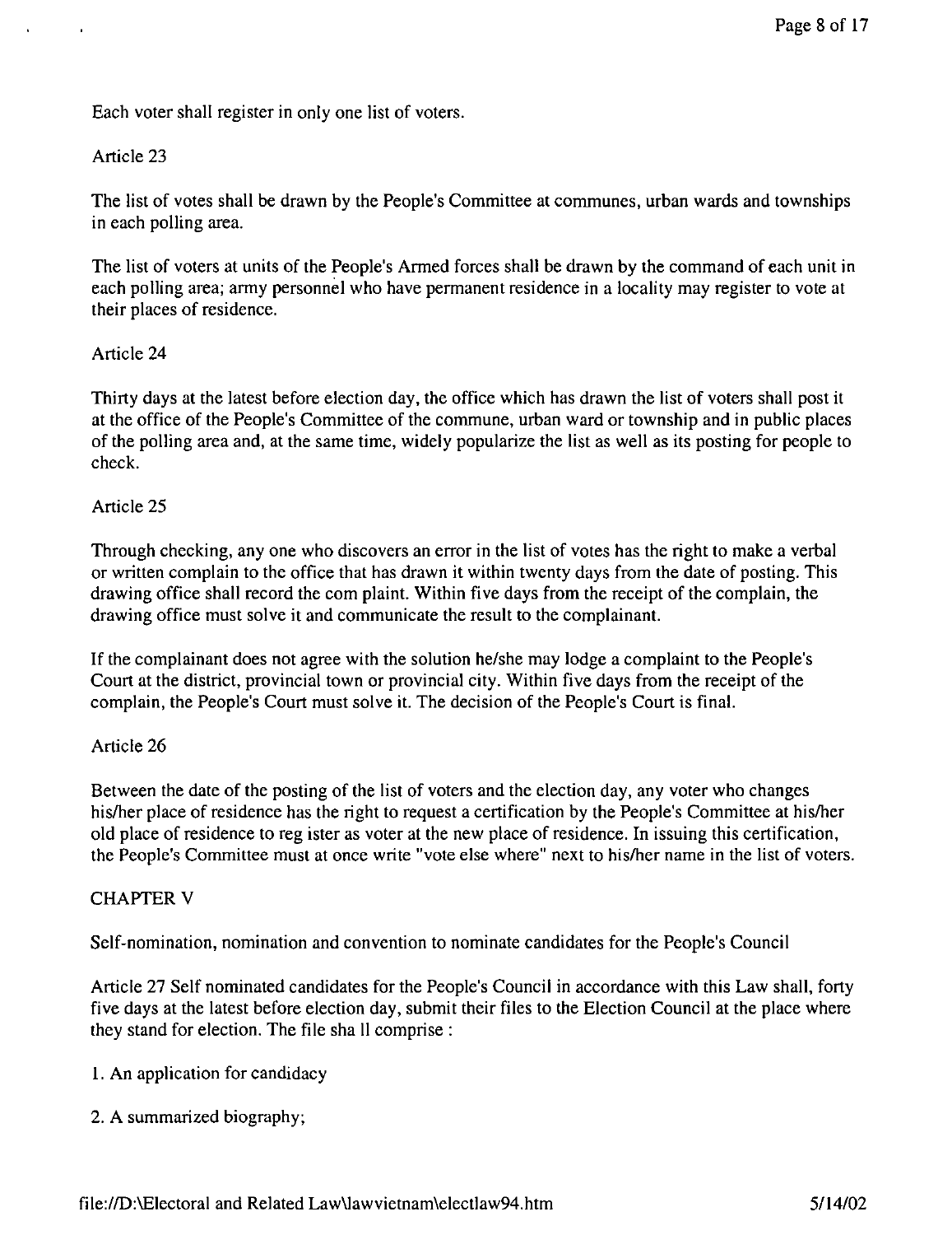Each voter shall register in only one list of voters.

Article 23

The list of votes shall be drawn by the People's Committee at communes, urban wards and townships in each polling area.

The list of voters at units of the People's Armed forces shall be drawn by the command of each unit in each polling area; army personnel who have permanent residence in a locality may register to vote at their places of residence.

Article 24

Thirty days at the latest before election day, the office which has drawn the list of voters shall post it at the office of the People's Committee of the commune, urban ward or township and in public places of the polling area and, at the same time, widely popularize the list as well as its posting for people to check.

Article 25

Through checking, any one who discovers an error in the list of votes has the right to make a verbal or written complain to the office that has drawn it within twenty days from the date of posting. This drawing office shall record the com plaint. Within five days from the receipt of the complain, the drawing office must solve it and communicate the result to the complainant.

If the complainant does not agree with the solution he/she may lodge a complaint to the People's Court at the district, provincial town or provincial city. Within five days from the receipt of the complain, the People's Court must solve it. The decision of the People's Court is final.

Article 26

Between the date of the posting of the list of voters and the election day, any voter who changes his/her place of residence has the right to request a certification by the People's Committee at his/her old place of residence to reg ister as voter at the new place of residence. In issuing this certification, the People's Committee must at once write "vote else where" next to his/her name in the list of voters.

## CHAPTER V

Self-nomination, nomination and convention to nominate candidates for the People's Council

Article 27 Self nominated candidates for the People's Council in accordance with this Law shall, forty five days at the latest before election day, submit their files to the Election Council at the place where they stand for election. The file sha ll comprise :

1. An application for candidacy
2. A summarized biography;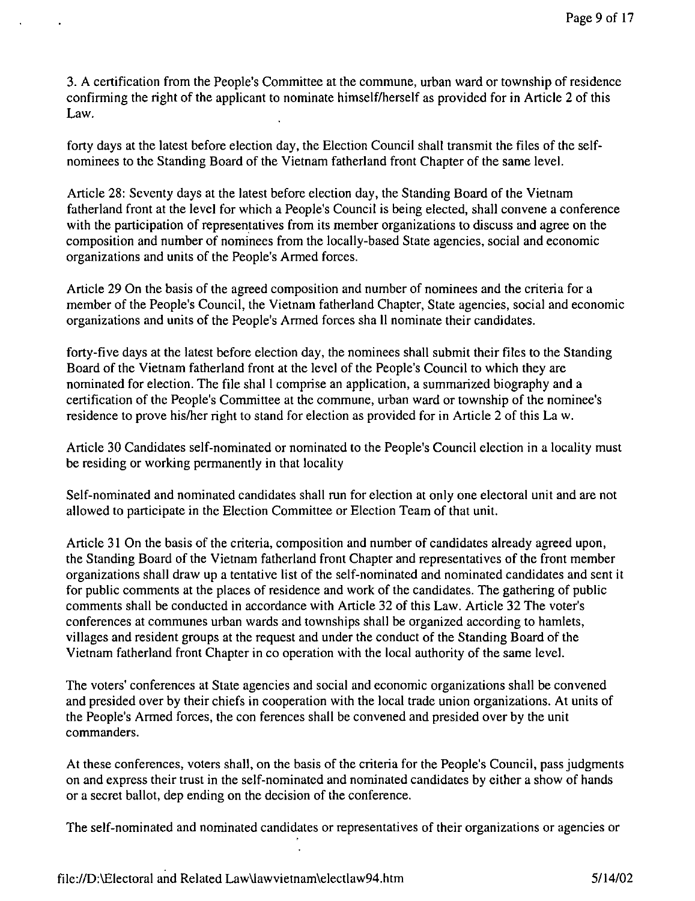3. A certification from the People's Committee at the commune, urban ward or township of residence confirming the right of the applicant to nominate himself/herself as provided for in Article 2 of this Law.

forty days at the latest before election day, the Election Council shall transmit the files of the self-nominees to the Standing Board of the Vietnam fatherland front Chapter of the same level.

Article 28: Seventy days at the latest before election day, the Standing Board of the Vietnam fatherland front at the level for which a People's Council is being elected, shall convene a conference with the participation of representatives from its member organizations to discuss and agree on the composition and number of nominees from the locally-based State agencies, social and economic organizations and units of the People's Armed forces.

Article 29 On the basis of the agreed composition and number of nominees and the criteria for a member of the People's Council, the Vietnam fatherland Chapter, State agencies, social and economic organizations and units of the People's Armed forces sha ll nominate their candidates.

forty-five days at the latest before election day, the nominees shall submit their files to the Standing Board of the Vietnam fatherland front at the level of the People's Council to which they are nominated for election. The file shal l comprise an application, a summarized biography and a certification of the People's Committee at the commune, urban ward or township of the nominee's residence to prove his/her right to stand for election as provided for in Article 2 of this La w.

Article 30 Candidates self-nominated or nominated to the People's Council election in a locality must be residing or working permanently in that locality

Self-nominated and nominated candidates shall run for election at only one electoral unit and are not allowed to participate in the Election Committee or Election Team of that unit.

Article 31 On the basis of the criteria, composition and number of candidates already agreed upon, the Standing Board of the Vietnam fatherland front Chapter and representatives of the front member organizations shall draw up a tentative list of the self-nominated and nominated candidates and sent it for public comments at the places of residence and work of the candidates. The gathering of public comments shall be conducted in accordance with Article 32 of this Law. Article 32 The voter's conferences at communes urban wards and townships shall be organized according to hamlets, villages and resident groups at the request and under the conduct of the Standing Board of the Vietnam fatherland front Chapter in co operation with the local authority of the same level.

The voters' conferences at State agencies and social and economic organizations shall be convened and presided over by their chiefs in cooperation with the local trade union organizations. At units of the People's Armed forces, the con ferences shall be convened and presided over by the unit commanders.

At these conferences, voters shall, on the basis of the criteria for the People's Council, pass judgments on and express their trust in the self-nominated and nominated candidates by either a show of hands or a secret ballot, dep ending on the decision of the conference.

The self-nominated and nominated candidates or representatives of their organizations or agencies or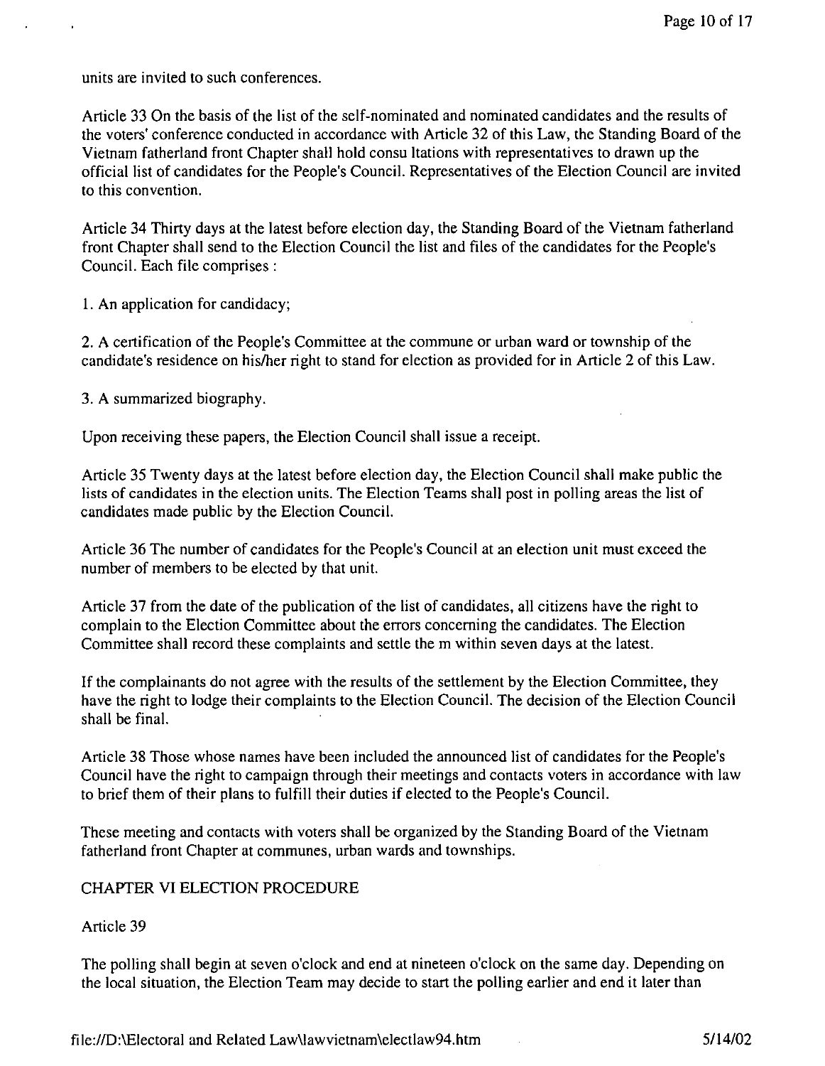units are invited to such conferences.

Article 33 On the basis of the list of the self-nominated and nominated candidates and the results of the voters' conference conducted in accordance with Article 32 of this Law, the Standing Board of the Vietnam fatherland front Chapter shall hold consu ltations with representatives to drawn up the official list of candidates for the People's Council. Representatives of the Election Council are invited to this convention.

Article 34 Thirty days at the latest before election day, the Standing Board of the Vietnam fatherland front Chapter shall send to the Election Council the list and files of the candidates for the People's Council. Each file comprises :

1. An application for candidacy;

2. A certification of the People's Committee at the commune or urban ward or township of the candidate's residence on his/her right to stand for election as provided for in Article 2 of this Law.

3. A summarized biography.

Upon receiving these papers, the Election Council shall issue a receipt.

Article 35 Twenty days at the latest before election day, the Election Council shall make public the lists of candidates in the election units. The Election Teams shall post in polling areas the list of candidates made public by the Election Council.

Article 36 The number of candidates for the People's Council at an election unit must exceed the number of members to be elected by that unit.

Article 37 from the date of the publication of the list of candidates, all citizens have the right to complain to the Election Committee about the errors concerning the candidates. The Election Committee shall record these complaints and settle the m within seven days at the latest.

If the complainants do not agree with the results of the settlement by the Election Committee, they have the right to lodge their complaints to the Election Council. The decision of the Election Council shall be final.

Article 38 Those whose names have been included the announced list of candidates for the People's Council have the right to campaign through their meetings and contacts voters in accordance with law to brief them of their plans to fulfill their duties if elected to the People's Council.

These meeting and contacts with voters shall be organized by the Standing Board of the Vietnam fatherland front Chapter at communes, urban wards and townships.

## CHAPTER VI ELECTION PROCEDURE

Article 39

The polling shall begin at seven o'clock and end at nineteen o'clock on the same day. Depending on the local situation, the Election Team may decide to start the polling earlier and end it later than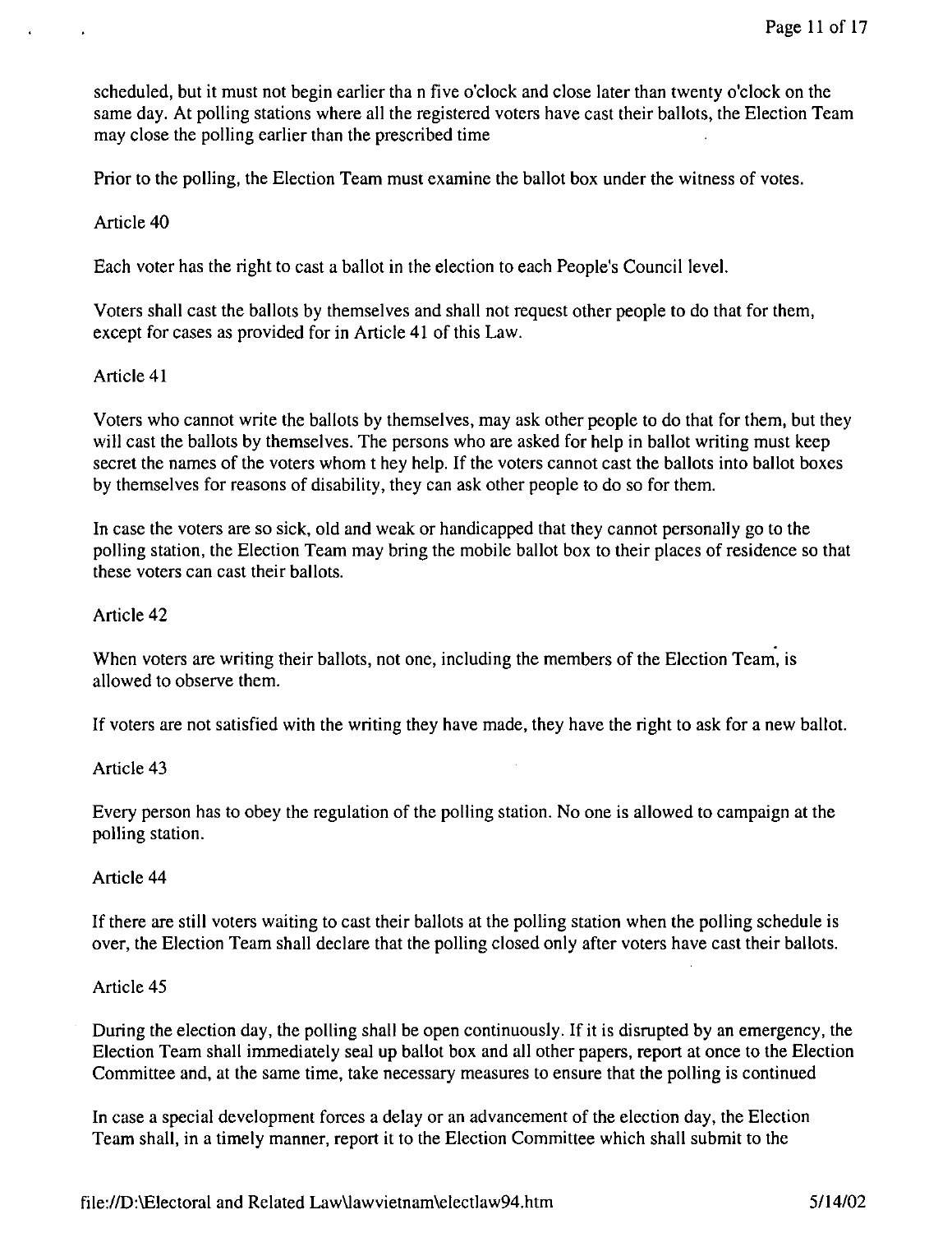scheduled, but it must not begin earlier tha n five o'clock and close later than twenty o'clock on the same day. At polling stations where all the registered voters have cast their ballots, the Election Team may close the polling earlier than the prescribed time

Prior to the polling, the Election Team must examine the ballot box under the witness of votes.

Article 40

Each voter has the right to cast a ballot in the election to each People's Council level.

Voters shall cast the ballots by themselves and shall not request other people to do that for them, except for cases as provided for in Article 41 of this Law.

Article 41

Voters who cannot write the ballots by themselves, may ask other people to do that for them, but they will cast the ballots by themselves. The persons who are asked for help in ballot writing must keep secret the names of the voters whom t hey help. If the voters cannot cast the ballots into ballot boxes by themselves for reasons of disability, they can ask other people to do so for them.

In case the voters are so sick, old and weak or handicapped that they cannot personally go to the polling station, the Election Team may bring the mobile ballot box to their places of residence so that these voters can cast their ballots.

Article 42

When voters are writing their ballots, not one, including the members of the Election Team, is allowed to observe them.

If voters are not satisfied with the writing they have made, they have the right to ask for a new ballot.

Article 43

Every person has to obey the regulation of the polling station. No one is allowed to campaign at the polling station.

Article 44

If there are still voters waiting to cast their ballots at the polling station when the polling schedule is over, the Election Team shall declare that the polling closed only after voters have cast their ballots.

Article 45

During the election day, the polling shall be open continuously. If it is disrupted by an emergency, the Election Team shall immediately seal up ballot box and all other papers, report at once to the Election Committee and, at the same time, take necessary measures to ensure that the polling is continued

In case a special development forces a delay or an advancement of the election day, the Election Team shall, in a timely manner, report it to the Election Committee which shall submit to the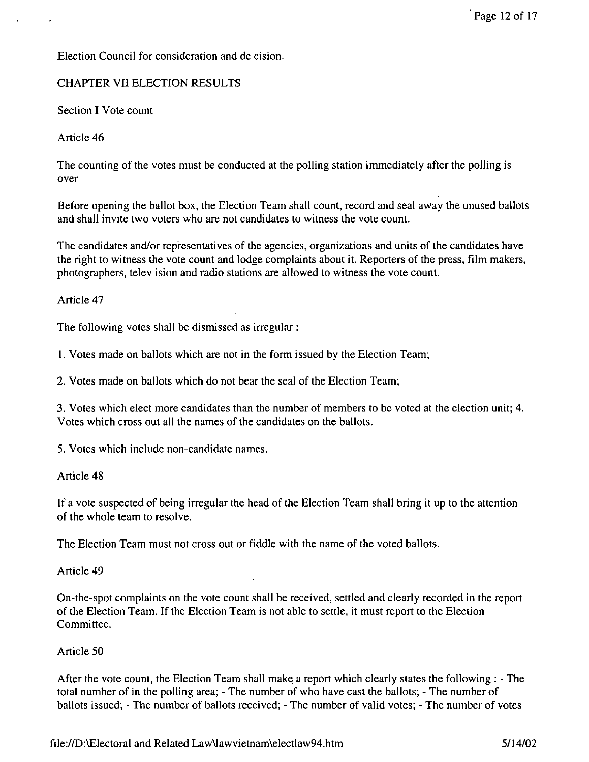Election Council for consideration and de cision.

## CHAPTER VII ELECTION RESULTS

### Section I Vote count

#### Article 46

The counting of the votes must be conducted at the polling station immediately after the polling is over

Before opening the ballot box, the Election Team shall count, record and seal away the unused ballots and shall invite two voters who are not candidates to witness the vote count.

The candidates and/or representatives of the agencies, organizations and units of the candidates have the right to witness the vote count and lodge complaints about it. Reporters of the press, film makers, photographers, telev ision and radio stations are allowed to witness the vote count.

#### Article 47

The following votes shall be dismissed as irregular :

1. Votes made on ballots which are not in the form issued by the Election Team;

2. Votes made on ballots which do not bear the seal of the Election Team;

3. Votes which elect more candidates than the number of members to be voted at the election unit; 4. Votes which cross out all the names of the candidates on the ballots.

5. Votes which include non-candidate names.

#### Article 48

If a vote suspected of being irregular the head of the Election Team shall bring it up to the attention of the whole team to resolve.

The Election Team must not cross out or fiddle with the name of the voted ballots.

#### Article 49

On-the-spot complaints on the vote count shall be received, settled and clearly recorded in the report of the Election Team. If the Election Team is not able to settle, it must report to the Election Committee.

#### Article 50

After the vote count, the Election Team shall make a report which clearly states the following : - The total number of in the polling area; - The number of who have cast the ballots; - The number of ballots issued; - The number of ballots received; - The number of valid votes; - The number of votes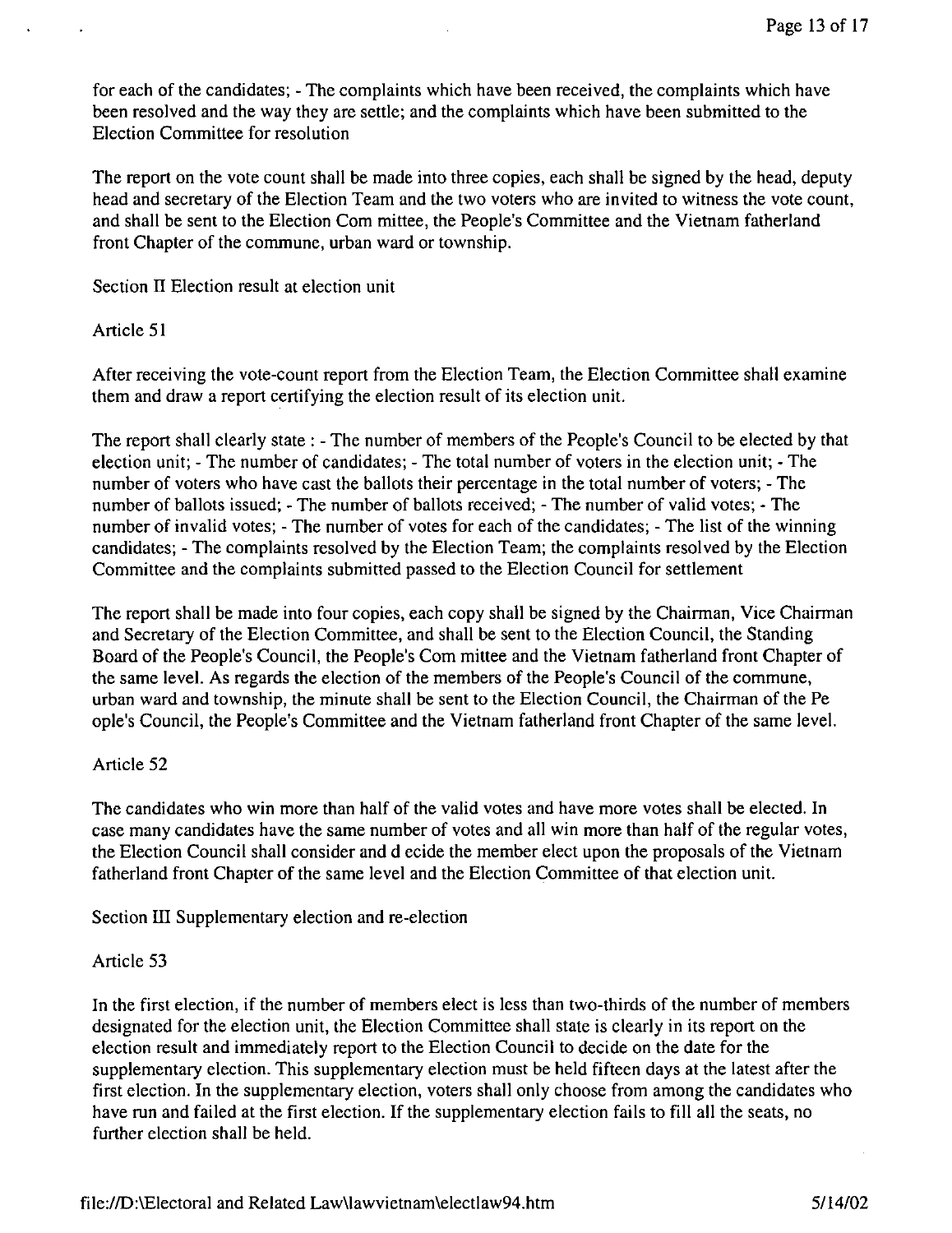for each of the candidates; - The complaints which have been received, the complaints which have been resolved and the way they are settle; and the complaints which have been submitted to the Election Committee for resolution

The report on the vote count shall be made into three copies, each shall be signed by the head, deputy head and secretary of the Election Team and the two voters who are invited to witness the vote count, and shall be sent to the Election Com mittee, the People's Committee and the Vietnam fatherland front Chapter of the commune, urban ward or township.

Section II Election result at election unit

Article 51

After receiving the vote-count report from the Election Team, the Election Committee shall examine them and draw a report certifying the election result of its election unit.

The report shall clearly state : - The number of members of the People's Council to be elected by that election unit; - The number of candidates; - The total number of voters in the election unit; - The number of voters who have cast the ballots their percentage in the total number of voters; - The number of ballots issued; - The number of ballots received; - The number of valid votes; - The number of invalid votes; - The number of votes for each of the candidates; - The list of the winning candidates; - The complaints resolved by the Election Team; the complaints resolved by the Election Committee and the complaints submitted passed to the Election Council for settlement

The report shall be made into four copies, each copy shall be signed by the Chairman, Vice Chairman and Secretary of the Election Committee, and shall be sent to the Election Council, the Standing Board of the People's Council, the People's Com mittee and the Vietnam fatherland front Chapter of the same level. As regards the election of the members of the People's Council of the commune, urban ward and township, the minute shall be sent to the Election Council, the Chairman of the Pe ople's Council, the People's Committee and the Vietnam fatherland front Chapter of the same level.

Article 52

The candidates who win more than half of the valid votes and have more votes shall be elected. In case many candidates have the same number of votes and all win more than half of the regular votes, the Election Council shall consider and d ecide the member elect upon the proposals of the Vietnam fatherland front Chapter of the same level and the Election Committee of that election unit.

Section III Supplementary election and re-election

Article 53

In the first election, if the number of members elect is less than two-thirds of the number of members designated for the election unit, the Election Committee shall state is clearly in its report on the election result and immediately report to the Election Council to decide on the date for the supplementary election. This supplementary election must be held fifteen days at the latest after the first election. In the supplementary election, voters shall only choose from among the candidates who have run and failed at the first election. If the supplementary election fails to fill all the seats, no further election shall be held.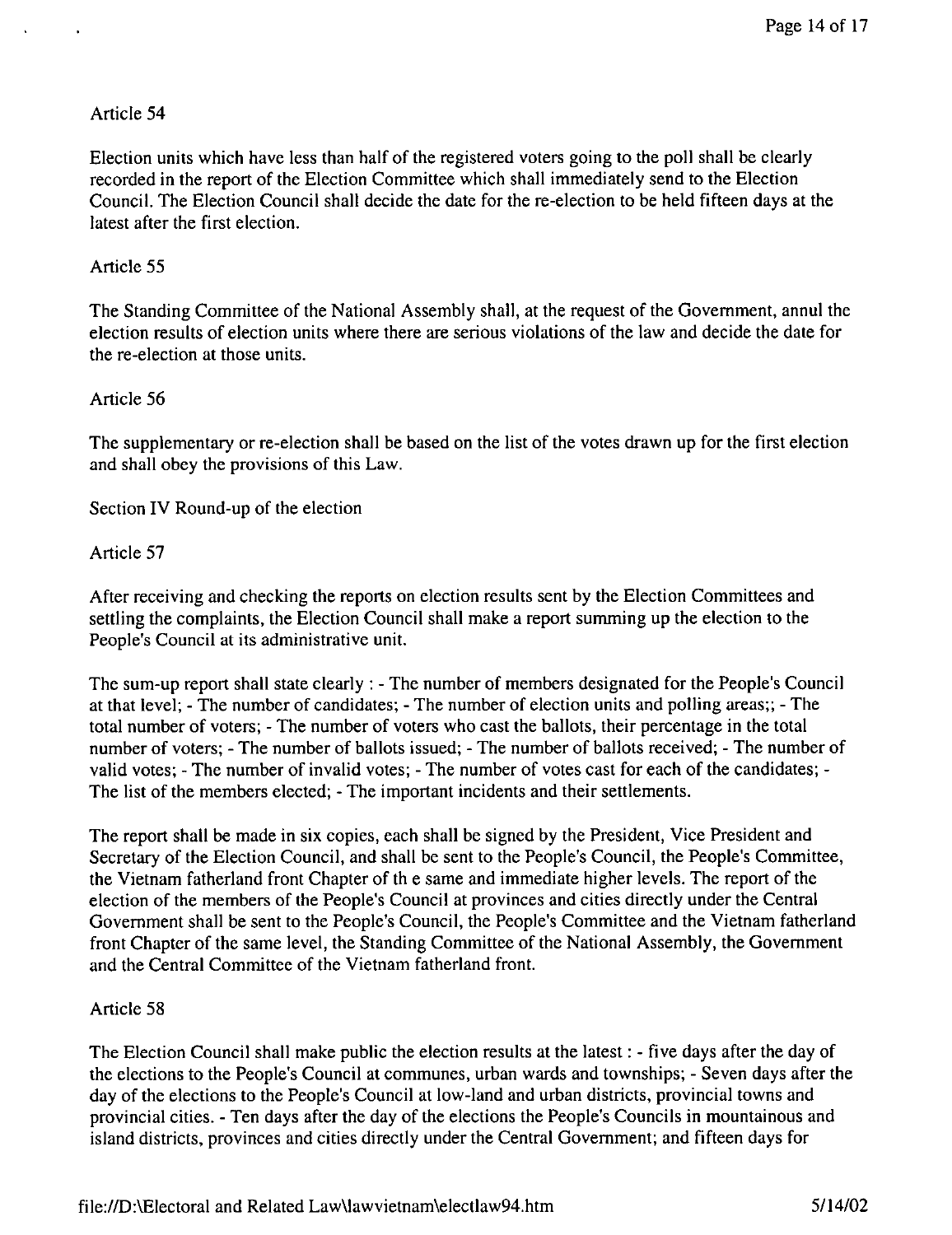Article 54

Election units which have less than half of the registered voters going to the poll shall be clearly recorded in the report of the Election Committee which shall immediately send to the Election Council. The Election Council shall decide the date for the re-election to be held fifteen days at the latest after the first election.

Article 55

The Standing Committee of the National Assembly shall, at the request of the Government, annul the election results of election units where there are serious violations of the law and decide the date for the re-election at those units.

Article 56

The supplementary or re-election shall be based on the list of the votes drawn up for the first election and shall obey the provisions of this Law.

Section IV Round-up of the election

Article 57

After receiving and checking the reports on election results sent by the Election Committees and settling the complaints, the Election Council shall make a report summing up the election to the People's Council at its administrative unit.

The sum-up report shall state clearly : - The number of members designated for the People's Council at that level; - The number of candidates; - The number of election units and polling areas;; - The total number of voters; - The number of voters who cast the ballots, their percentage in the total number of voters; - The number of ballots issued; - The number of ballots received; - The number of valid votes; - The number of invalid votes; - The number of votes cast for each of the candidates; - The list of the members elected; - The important incidents and their settlements.

The report shall be made in six copies, each shall be signed by the President, Vice President and Secretary of the Election Council, and shall be sent to the People's Council, the People's Committee, the Vietnam fatherland front Chapter of th e same and immediate higher levels. The report of the election of the members of the People's Council at provinces and cities directly under the Central Government shall be sent to the People's Council, the People's Committee and the Vietnam fatherland front Chapter of the same level, the Standing Committee of the National Assembly, the Government and the Central Committee of the Vietnam fatherland front.

Article 58

The Election Council shall make public the election results at the latest : - five days after the day of the elections to the People's Council at communes, urban wards and townships; - Seven days after the day of the elections to the People's Council at low-land and urban districts, provincial towns and provincial cities. - Ten days after the day of the elections the People's Councils in mountainous and island districts, provinces and cities directly under the Central Government; and fifteen days for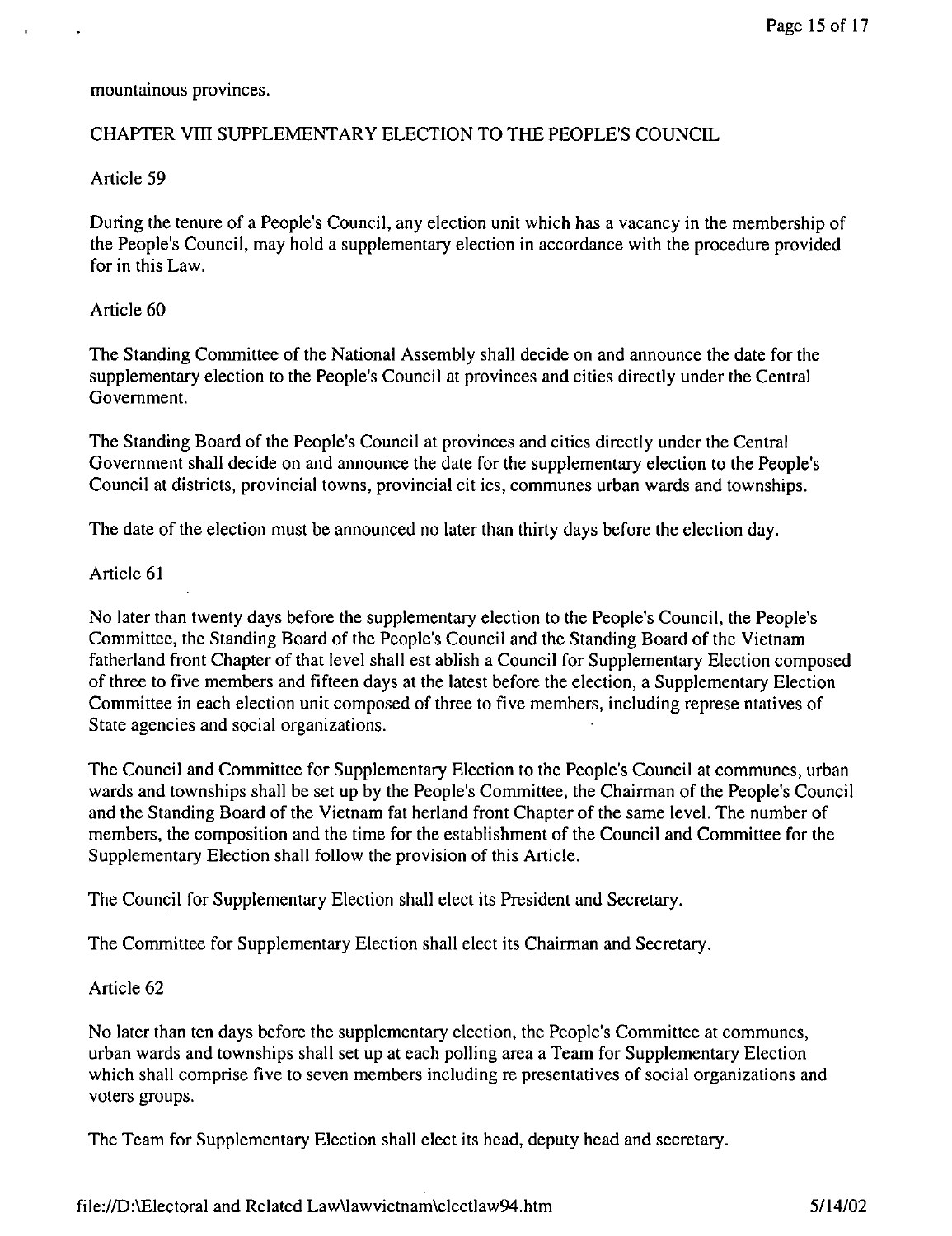mountainous provinces.

## CHAPTER VIII SUPPLEMENTARY ELECTION TO THE PEOPLE'S COUNCIL

### Article 59

During the tenure of a People's Council, any election unit which has a vacancy in the membership of the People's Council, may hold a supplementary election in accordance with the procedure provided for in this Law.

### Article 60

The Standing Committee of the National Assembly shall decide on and announce the date for the supplementary election to the People's Council at provinces and cities directly under the Central Government.

The Standing Board of the People's Council at provinces and cities directly under the Central Government shall decide on and announce the date for the supplementary election to the People's Council at districts, provincial towns, provincial cit ies, communes urban wards and townships.

The date of the election must be announced no later than thirty days before the election day.

### Article 61

No later than twenty days before the supplementary election to the People's Council, the People's Committee, the Standing Board of the People's Council and the Standing Board of the Vietnam fatherland front Chapter of that level shall est ablish a Council for Supplementary Election composed of three to five members and fifteen days at the latest before the election, a Supplementary Election Committee in each election unit composed of three to five members, including represe ntatives of State agencies and social organizations.

The Council and Committee for Supplementary Election to the People's Council at communes, urban wards and townships shall be set up by the People's Committee, the Chairman of the People's Council and the Standing Board of the Vietnam fat herland front Chapter of the same level. The number of members, the composition and the time for the establishment of the Council and Committee for the Supplementary Election shall follow the provision of this Article.

The Council for Supplementary Election shall elect its President and Secretary.

The Committee for Supplementary Election shall elect its Chairman and Secretary.

### Article 62

No later than ten days before the supplementary election, the People's Committee at communes, urban wards and townships shall set up at each polling area a Team for Supplementary Election which shall comprise five to seven members including re presentatives of social organizations and voters groups.

The Team for Supplementary Election shall elect its head, deputy head and secretary.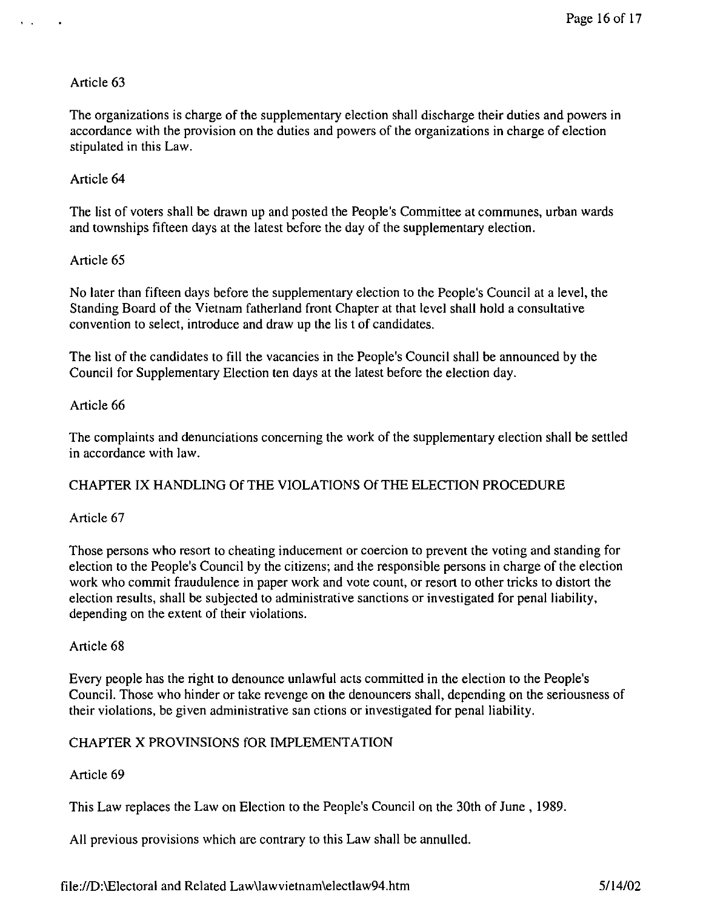Article 63

The organizations is charge of the supplementary election shall discharge their duties and powers in accordance with the provision on the duties and powers of the organizations in charge of election stipulated in this Law.

Article 64

The list of voters shall be drawn up and posted the People's Committee at communes, urban wards and townships fifteen days at the latest before the day of the supplementary election.

Article 65

No later than fifteen days before the supplementary election to the People's Council at a level, the Standing Board of the Vietnam fatherland front Chapter at that level shall hold a consultative convention to select, introduce and draw up the lis t of candidates.

The list of the candidates to fill the vacancies in the People's Council shall be announced by the Council for Supplementary Election ten days at the latest before the election day.

Article 66

The complaints and denunciations concerning the work of the supplementary election shall be settled in accordance with law.

## CHAPTER IX HANDLING Of THE VIOLATIONS Of THE ELECTION PROCEDURE

Article 67

Those persons who resort to cheating inducement or coercion to prevent the voting and standing for election to the People's Council by the citizens; and the responsible persons in charge of the election work who commit fraudulence in paper work and vote count, or resort to other tricks to distort the election results, shall be subjected to administrative sanctions or investigated for penal liability, depending on the extent of their violations.

Article 68

Every people has the right to denounce unlawful acts committed in the election to the People's Council. Those who hinder or take revenge on the denouncers shall, depending on the seriousness of their violations, be given administrative san ctions or investigated for penal liability.

## CHAPTER X PROVINSIONS fOR IMPLEMENTATION

Article 69

This Law replaces the Law on Election to the People's Council on the 30th of June , 1989.

All previous provisions which are contrary to this Law shall be annulled.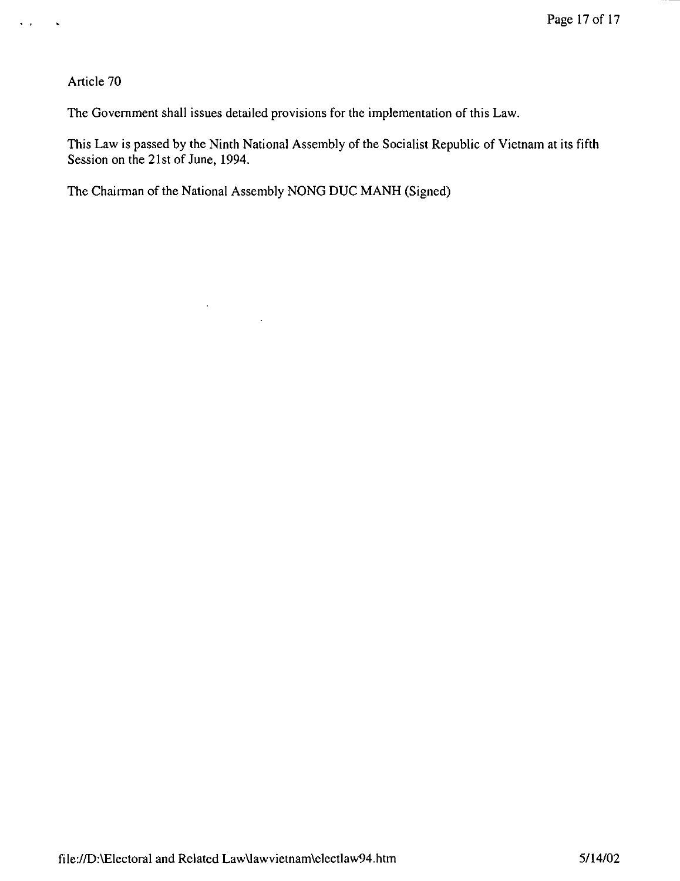Article 70

The Government shall issues detailed provisions for the implementation of this Law.

This Law is passed by the Ninth National Assembly of the Socialist Republic of Vietnam at its fifth Session on the 21st of June, 1994.

The Chairman of the National Assembly NONG DUC MANH (Signed)